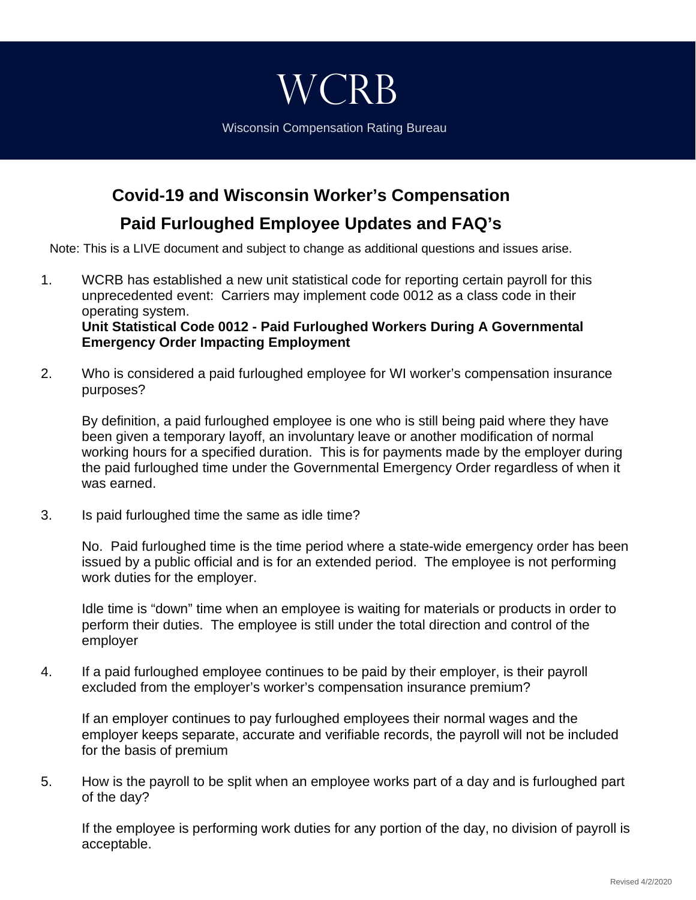# WCRB

Wisconsin Compensation Rating Bureau

## Covid-19 and Wisconsin Worker's Compensation

## Paid Furloughed Employee Updates and FAQ's

Note: This is a LIVE document and subject to change as additional questions and issues arise.

1. WCRB has established a new unit statistical code for reporting certain payroll for this unprecedented event: Carriers may implement code 0012 as a class code in their operating system.
   **Unit Statistical Code 0012 - Paid Furloughed Workers During A Governmental Emergency Order Impacting Employment**

2. Who is considered a paid furloughed employee for WI worker's compensation insurance purposes?

   By definition, a paid furloughed employee is one who is still being paid where they have been given a temporary layoff, an involuntary leave or another modification of normal working hours for a specified duration. This is for payments made by the employer during the paid furloughed time under the Governmental Emergency Order regardless of when it was earned.

3. Is paid furloughed time the same as idle time?

   No. Paid furloughed time is the time period where a state-wide emergency order has been issued by a public official and is for an extended period. The employee is not performing work duties for the employer.

   Idle time is "down" time when an employee is waiting for materials or products in order to perform their duties. The employee is still under the total direction and control of the employer

4. If a paid furloughed employee continues to be paid by their employer, is their payroll excluded from the employer's worker's compensation insurance premium?

   If an employer continues to pay furloughed employees their normal wages and the employer keeps separate, accurate and verifiable records, the payroll will not be included for the basis of premium

5. How is the payroll to be split when an employee works part of a day and is furloughed part of the day?

   If the employee is performing work duties for any portion of the day, no division of payroll is acceptable.

Revised 4/2/2020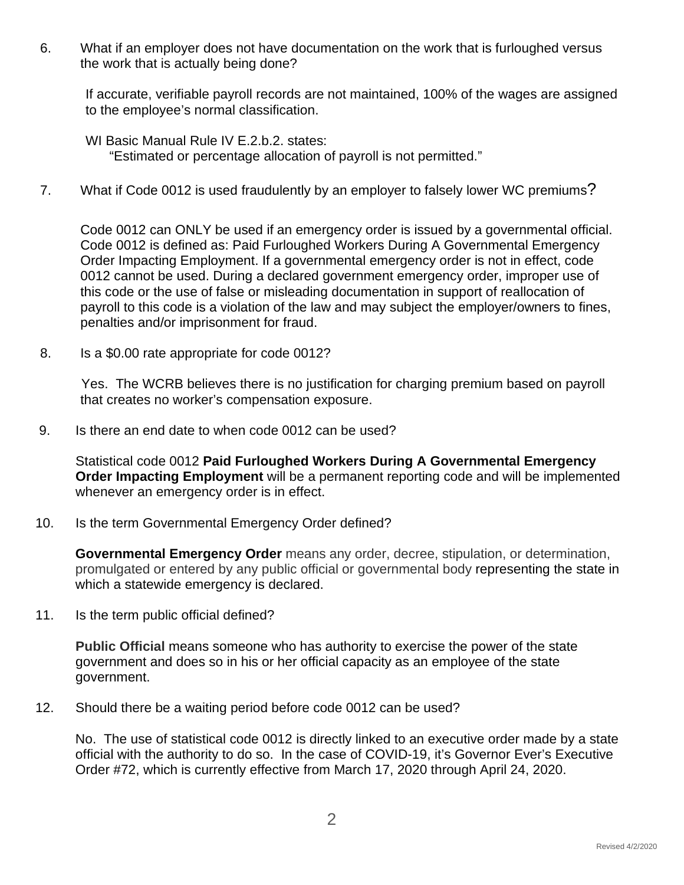6. What if an employer does not have documentation on the work that is furloughed versus the work that is actually being done?

   If accurate, verifiable payroll records are not maintained, 100% of the wages are assigned to the employee's normal classification.

   WI Basic Manual Rule IV E.2.b.2. states:
   "Estimated or percentage allocation of payroll is not permitted."

7. What if Code 0012 is used fraudulently by an employer to falsely lower WC premiums?

   Code 0012 can ONLY be used if an emergency order is issued by a governmental official. Code 0012 is defined as: Paid Furloughed Workers During A Governmental Emergency Order Impacting Employment. If a governmental emergency order is not in effect, code 0012 cannot be used. During a declared government emergency order, improper use of this code or the use of false or misleading documentation in support of reallocation of payroll to this code is a violation of the law and may subject the employer/owners to fines, penalties and/or imprisonment for fraud.

8. Is a $0.00 rate appropriate for code 0012?

   Yes. The WCRB believes there is no justification for charging premium based on payroll that creates no worker's compensation exposure.

9. Is there an end date to when code 0012 can be used?

   Statistical code 0012 **Paid Furloughed Workers During A Governmental Emergency Order Impacting Employment** will be a permanent reporting code and will be implemented whenever an emergency order is in effect.

10. Is the term Governmental Emergency Order defined?

    **Governmental Emergency Order** means any order, decree, stipulation, or determination, promulgated or entered by any public official or governmental body representing the state in which a statewide emergency is declared.

11. Is the term public official defined?

    **Public Official** means someone who has authority to exercise the power of the state government and does so in his or her official capacity as an employee of the state government.

12. Should there be a waiting period before code 0012 can be used?

    No. The use of statistical code 0012 is directly linked to an executive order made by a state official with the authority to do so. In the case of COVID-19, it's Governor Ever's Executive Order #72, which is currently effective from March 17, 2020 through April 24, 2020.

Revised 4/2/2020